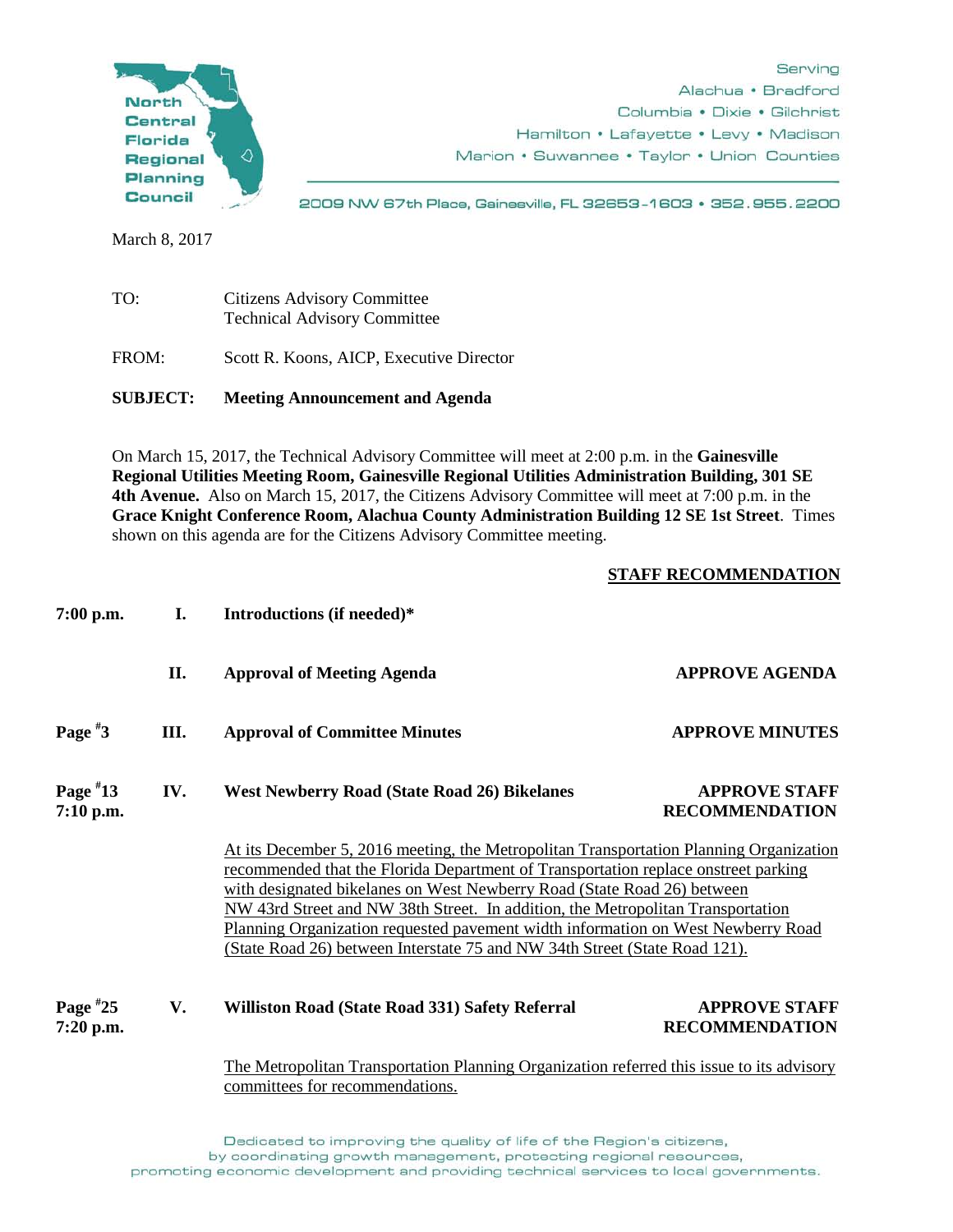North Central Florida Regional Planning Council

Serving
Alachua • Bradford
Columbia • Dixie • Gilchrist
Hamilton • Lafayette • Levy • Madison
Marion • Suwannee • Taylor • Union Counties

2009 NW 67th Place, Gainesville, FL 32653-1603 • 352.955.2200

March 8, 2017

TO: Citizens Advisory Committee
Technical Advisory Committee

FROM: Scott R. Koons, AICP, Executive Director

**SUBJECT: Meeting Announcement and Agenda**

On March 15, 2017, the Technical Advisory Committee will meet at 2:00 p.m. in the **Gainesville Regional Utilities Meeting Room, Gainesville Regional Utilities Administration Building, 301 SE 4th Avenue.** Also on March 15, 2017, the Citizens Advisory Committee will meet at 7:00 p.m. in the **Grace Knight Conference Room, Alachua County Administration Building 12 SE 1st Street**. Times shown on this agenda are for the Citizens Advisory Committee meeting.

| | | | **STAFF RECOMMENDATION** |
|---|---|---|---|
| **7:00 p.m.** | **I.** | **Introductions (if needed)*** | |
| | **II.** | **Approval of Meeting Agenda** | **APPROVE AGENDA** |
| **Page #3** | **III.** | **Approval of Committee Minutes** | **APPROVE MINUTES** |
| **Page #13 7:10 p.m.** | **IV.** | **West Newberry Road (State Road 26) Bikelanes** | **APPROVE STAFF RECOMMENDATION** |
| **Page #25 7:20 p.m.** | **V.** | **Williston Road (State Road 331) Safety Referral** | **APPROVE STAFF RECOMMENDATION** |

**IV.** At its December 5, 2016 meeting, the Metropolitan Transportation Planning Organization recommended that the Florida Department of Transportation replace onstreet parking with designated bikelanes on West Newberry Road (State Road 26) between NW 43rd Street and NW 38th Street. In addition, the Metropolitan Transportation Planning Organization requested pavement width information on West Newberry Road (State Road 26) between Interstate 75 and NW 34th Street (State Road 121).

**V.** The Metropolitan Transportation Planning Organization referred this issue to its advisory committees for recommendations.

Dedicated to improving the quality of life of the Region's citizens, by coordinating growth management, protecting regional resources, promoting economic development and providing technical services to local governments.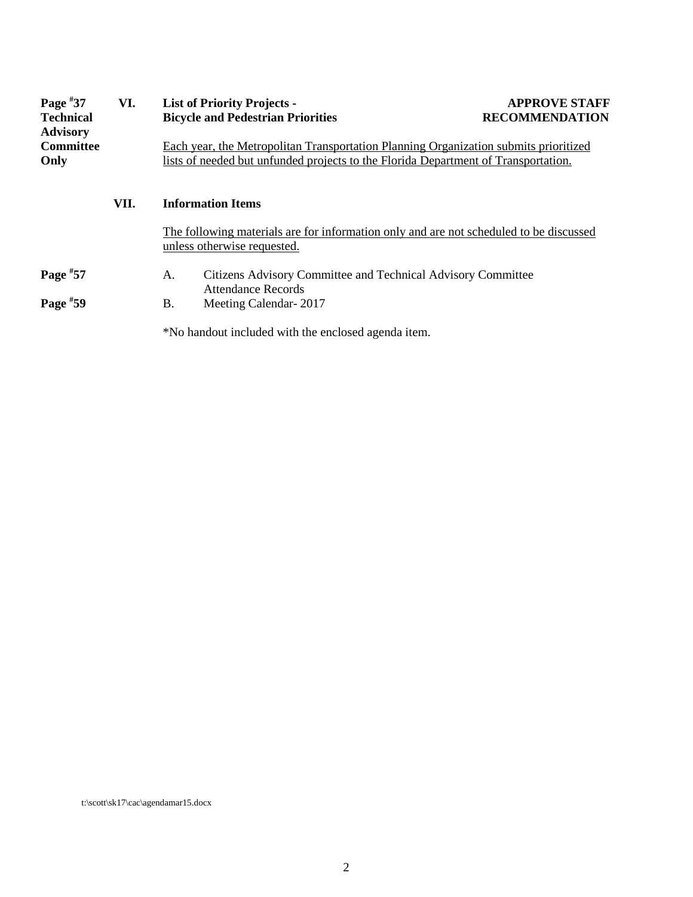**Page #37 Technical Advisory Committee Only** — **VI. List of Priority Projects - Bicycle and Pedestrian Priorities** — **APPROVE STAFF RECOMMENDATION**

Each year, the Metropolitan Transportation Planning Organization submits prioritized lists of needed but unfunded projects to the Florida Department of Transportation.

**VII. Information Items**

The following materials are for information only and are not scheduled to be discussed unless otherwise requested.

**Page #57** — A. Citizens Advisory Committee and Technical Advisory Committee Attendance Records

**Page #59** — B. Meeting Calendar- 2017

*No handout included with the enclosed agenda item.

t:\scott\sk17\cac\agendamar15.docx